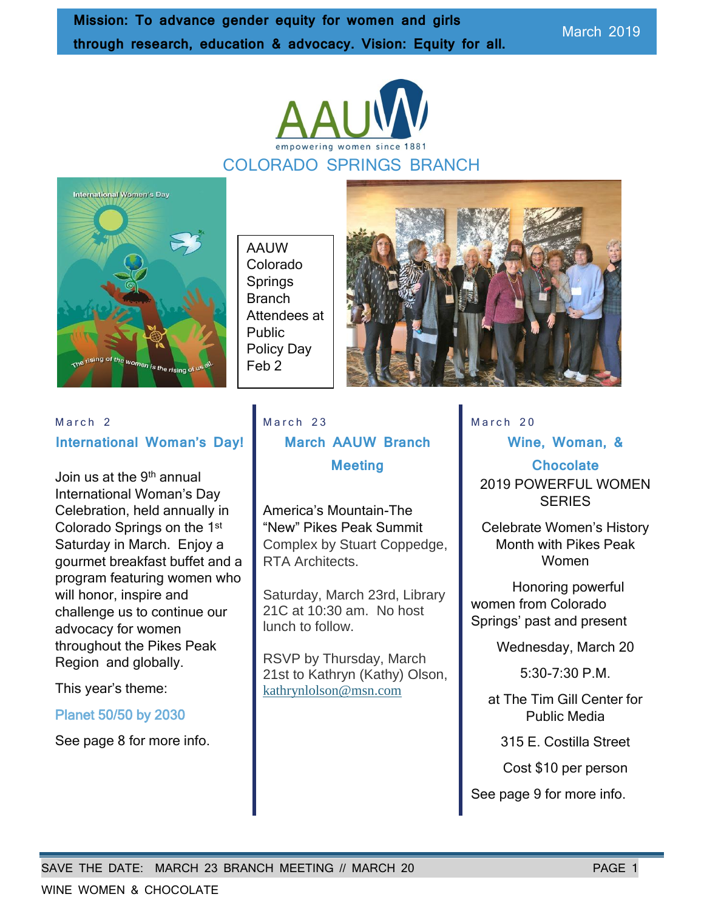**Mission: To advance gender equity for women and girls through research, education & advocacy. Vision: Equity for all.**

March 2019

AAUW

empowering women since 1881

# COLORADO SPRINGS BRANCH

AAUW Colorado Springs Branch Attendees at Public Policy Day Feb 2

March 2

## International Woman's Day!

Join us at the 9th annual International Woman's Day Celebration, held annually in Colorado Springs on the 1st Saturday in March. Enjoy a gourmet breakfast buffet and a program featuring women who will honor, inspire and challenge us to continue our advocacy for women throughout the Pikes Peak Region and globally.

This year's theme:

Planet 50/50 by 2030

See page 8 for more info.

March 23

## March AAUW Branch Meeting

America's Mountain-The "New" Pikes Peak Summit Complex by Stuart Coppedge, RTA Architects.

Saturday, March 23rd, Library 21C at 10:30 am. No host lunch to follow.

RSVP by Thursday, March 21st to Kathryn (Kathy) Olson, kathrynlolson@msn.com

March 20

## Wine, Woman, & Chocolate

2019 POWERFUL WOMEN SERIES

Celebrate Women's History Month with Pikes Peak Women

Honoring powerful women from Colorado Springs' past and present

Wednesday, March 20

5:30-7:30 P.M.

at The Tim Gill Center for Public Media

315 E. Costilla Street

Cost $10 per person

See page 9 for more info.

SAVE THE DATE: MARCH 23 BRANCH MEETING // MARCH 20 WINE WOMEN & CHOCOLATE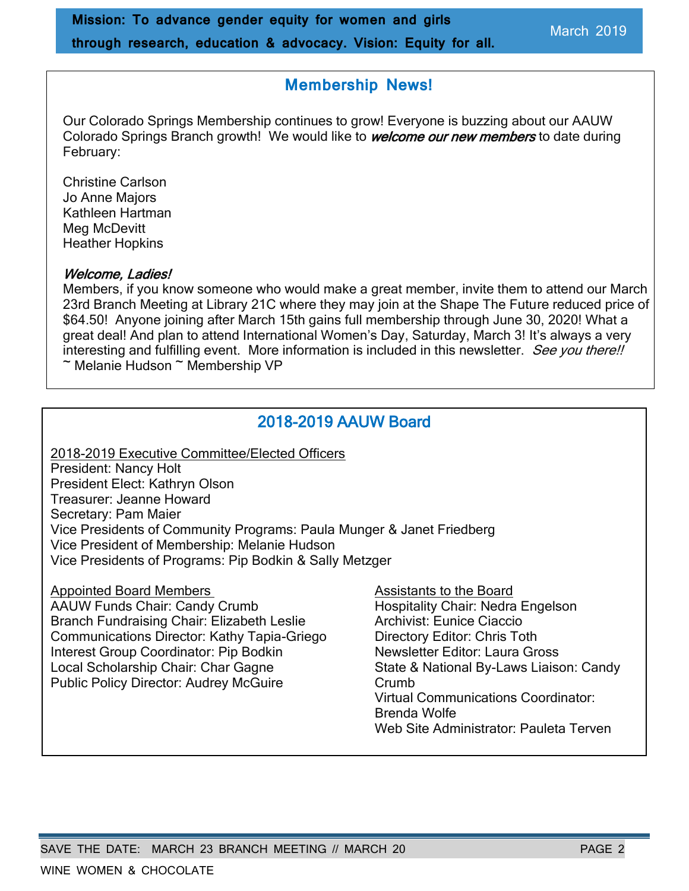**Mission: To advance gender equity for women and girls through research, education & advocacy. Vision: Equity for all.**

March 2019

## Membership News!

Our Colorado Springs Membership continues to grow! Everyone is buzzing about our AAUW Colorado Springs Branch growth! We would like to ***welcome our new members*** to date during February:

Christine Carlson
Jo Anne Majors
Kathleen Hartman
Meg McDevitt
Heather Hopkins

***Welcome, Ladies!***

Members, if you know someone who would make a great member, invite them to attend our March 23rd Branch Meeting at Library 21C where they may join at the Shape The Future reduced price of $64.50! Anyone joining after March 15th gains full membership through June 30, 2020! What a great deal! And plan to attend International Women's Day, Saturday, March 3! It's always a very interesting and fulfilling event. More information is included in this newsletter. *See you there!!*
~ Melanie Hudson ~ Membership VP

## 2018-2019 AAUW Board

2018-2019 Executive Committee/Elected Officers
President: Nancy Holt
President Elect: Kathryn Olson
Treasurer: Jeanne Howard
Secretary: Pam Maier
Vice Presidents of Community Programs: Paula Munger & Janet Friedberg
Vice President of Membership: Melanie Hudson
Vice Presidents of Programs: Pip Bodkin & Sally Metzger

Appointed Board Members
AAUW Funds Chair: Candy Crumb
Branch Fundraising Chair: Elizabeth Leslie
Communications Director: Kathy Tapia-Griego
Interest Group Coordinator: Pip Bodkin
Local Scholarship Chair: Char Gagne
Public Policy Director: Audrey McGuire

Assistants to the Board
Hospitality Chair: Nedra Engelson
Archivist: Eunice Ciaccio
Directory Editor: Chris Toth
Newsletter Editor: Laura Gross
State & National By-Laws Liaison: Candy Crumb
Virtual Communications Coordinator: Brenda Wolfe
Web Site Administrator: Pauleta Terven

SAVE THE DATE: MARCH 23 BRANCH MEETING // MARCH 20 WINE WOMEN & CHOCOLATE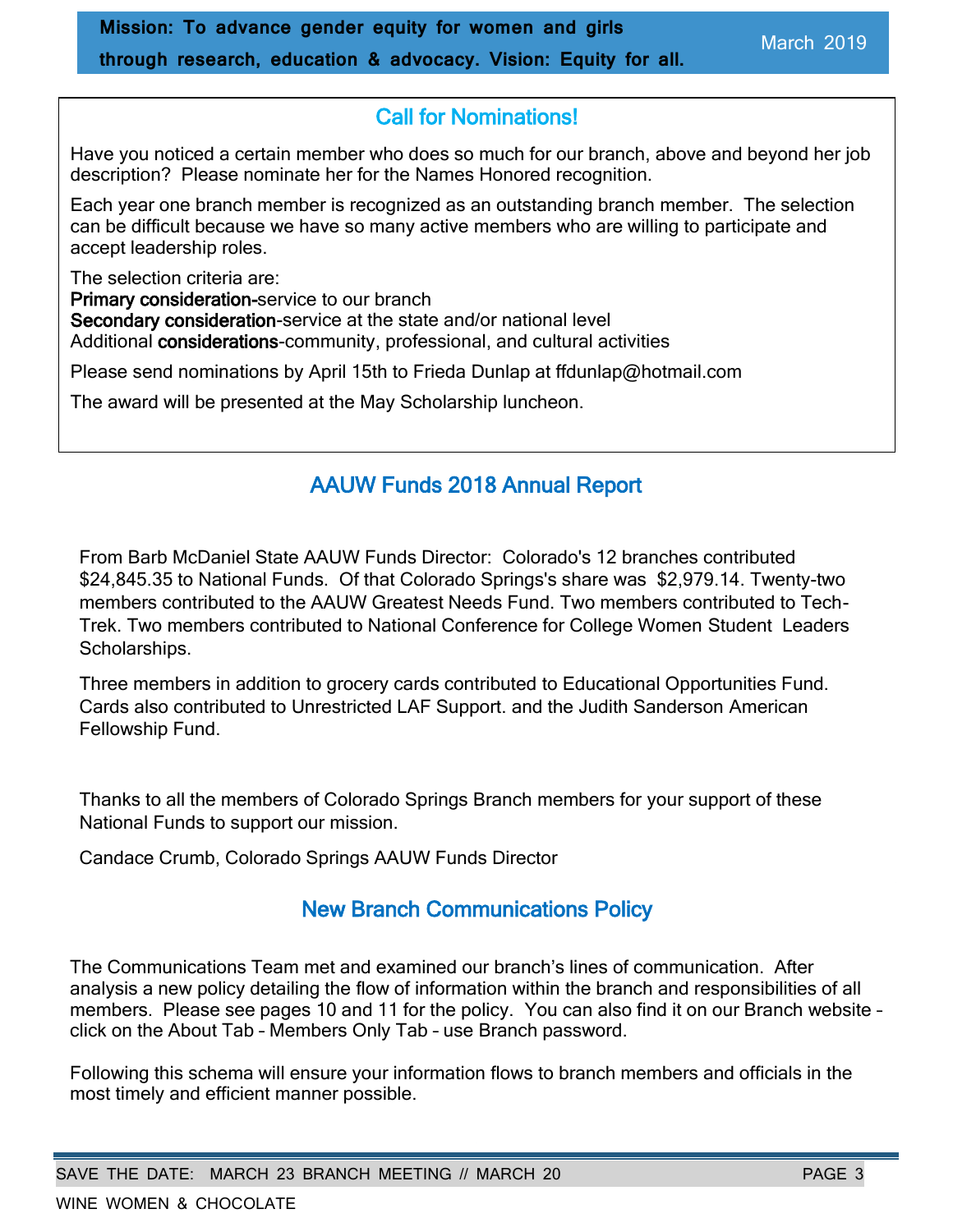**Mission: To advance gender equity for women and girls through research, education & advocacy. Vision: Equity for all.**

March 2019

## Call for Nominations!

Have you noticed a certain member who does so much for our branch, above and beyond her job description? Please nominate her for the Names Honored recognition.

Each year one branch member is recognized as an outstanding branch member. The selection can be difficult because we have so many active members who are willing to participate and accept leadership roles.

The selection criteria are:
**Primary consideration**-service to our branch
**Secondary consideration**-service at the state and/or national level
Additional **considerations**-community, professional, and cultural activities

Please send nominations by April 15th to Frieda Dunlap at ffdunlap@hotmail.com

The award will be presented at the May Scholarship luncheon.

## AAUW Funds 2018 Annual Report

From Barb McDaniel State AAUW Funds Director: Colorado's 12 branches contributed $24,845.35 to National Funds. Of that Colorado Springs's share was $2,979.14. Twenty-two members contributed to the AAUW Greatest Needs Fund. Two members contributed to Tech-Trek. Two members contributed to National Conference for College Women Student Leaders Scholarships.

Three members in addition to grocery cards contributed to Educational Opportunities Fund. Cards also contributed to Unrestricted LAF Support. and the Judith Sanderson American Fellowship Fund.

Thanks to all the members of Colorado Springs Branch members for your support of these National Funds to support our mission.

Candace Crumb, Colorado Springs AAUW Funds Director

## New Branch Communications Policy

The Communications Team met and examined our branch's lines of communication. After analysis a new policy detailing the flow of information within the branch and responsibilities of all members. Please see pages 10 and 11 for the policy. You can also find it on our Branch website – click on the About Tab – Members Only Tab – use Branch password.

Following this schema will ensure your information flows to branch members and officials in the most timely and efficient manner possible.

SAVE THE DATE: MARCH 23 BRANCH MEETING // MARCH 20 WINE WOMEN & CHOCOLATE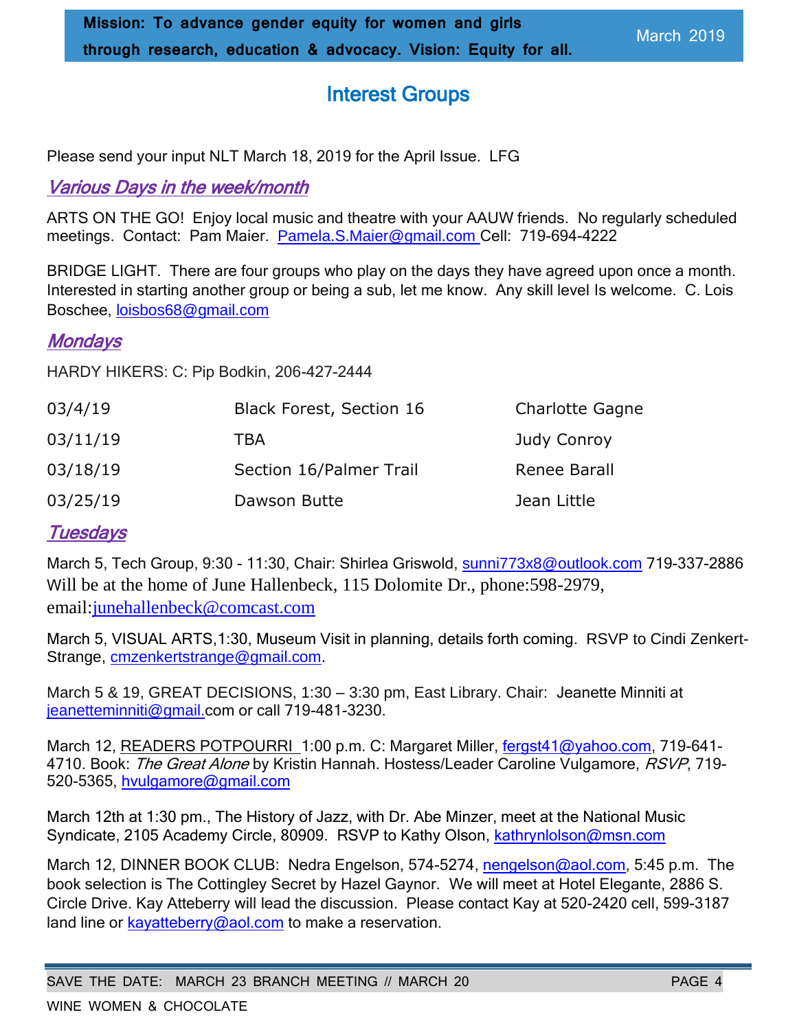## Interest Groups

Please send your input NLT March 18, 2019 for the April Issue. LFG

### *Various Days in the week/month*

ARTS ON THE GO! Enjoy local music and theatre with your AAUW friends. No regularly scheduled meetings. Contact: Pam Maier. Pamela.S.Maier@gmail.com Cell: 719-694-4222

BRIDGE LIGHT. There are four groups who play on the days they have agreed upon once a month. Interested in starting another group or being a sub, let me know. Any skill level Is welcome. C. Lois Boschee, loisbos68@gmail.com

### *Mondays*

HARDY HIKERS: C: Pip Bodkin, 206-427-2444

| | | |
|---|---|---|
| 03/4/19 | Black Forest, Section 16 | Charlotte Gagne |
| 03/11/19 | TBA | Judy Conroy |
| 03/18/19 | Section 16/Palmer Trail | Renee Barall |
| 03/25/19 | Dawson Butte | Jean Little |

### *Tuesdays*

March 5, Tech Group, 9:30 - 11:30, Chair: Shirlea Griswold, sunni773x8@outlook.com 719-337-2886 Will be at the home of June Hallenbeck, 115 Dolomite Dr., phone:598-2979, email:junehallenbeck@comcast.com

March 5, VISUAL ARTS,1:30, Museum Visit in planning, details forth coming. RSVP to Cindi Zenkert-Strange, cmzenkertstrange@gmail.com.

March 5 & 19, GREAT DECISIONS, 1:30 – 3:30 pm, East Library. Chair: Jeanette Minniti at jeanetteminniti@gmail.com or call 719-481-3230.

March 12, READERS POTPOURRI 1:00 p.m. C: Margaret Miller, fergst41@yahoo.com, 719-641-4710. Book: *The Great Alone* by Kristin Hannah. Hostess/Leader Caroline Vulgamore, *RSVP*, 719-520-5365, hvulgamore@gmail.com

March 12th at 1:30 pm., The History of Jazz, with Dr. Abe Minzer, meet at the National Music Syndicate, 2105 Academy Circle, 80909. RSVP to Kathy Olson, kathrynlolson@msn.com

March 12, DINNER BOOK CLUB: Nedra Engelson, 574-5274, nengelson@aol.com, 5:45 p.m. The book selection is The Cottingley Secret by Hazel Gaynor. We will meet at Hotel Elegante, 2886 S. Circle Drive. Kay Atteberry will lead the discussion. Please contact Kay at 520-2420 cell, 599-3187 land line or kayatteberry@aol.com to make a reservation.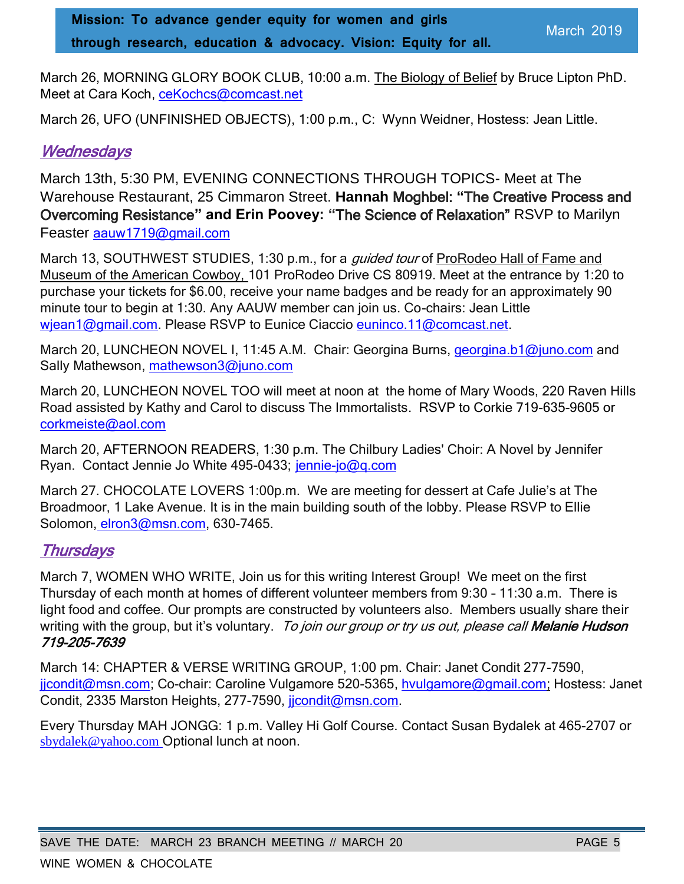March 26, MORNING GLORY BOOK CLUB, 10:00 a.m. The Biology of Belief by Bruce Lipton PhD. Meet at Cara Koch, ceKochcs@comcast.net

March 26, UFO (UNFINISHED OBJECTS), 1:00 p.m., C: Wynn Weidner, Hostess: Jean Little.

## *Wednesdays*

March 13th, 5:30 PM, EVENING CONNECTIONS THROUGH TOPICS- Meet at The Warehouse Restaurant, 25 Cimmaron Street. **Hannah Moghbel: "The Creative Process and Overcoming Resistance" and Erin Poovey: "The Science of Relaxation"** RSVP to Marilyn Feaster aauw1719@gmail.com

March 13, SOUTHWEST STUDIES, 1:30 p.m., for a *guided tour* of ProRodeo Hall of Fame and Museum of the American Cowboy, 101 ProRodeo Drive CS 80919. Meet at the entrance by 1:20 to purchase your tickets for $6.00, receive your name badges and be ready for an approximately 90 minute tour to begin at 1:30. Any AAUW member can join us. Co-chairs: Jean Little wjean1@gmail.com. Please RSVP to Eunice Ciaccio euninco.11@comcast.net.

March 20, LUNCHEON NOVEL I, 11:45 A.M. Chair: Georgina Burns, georgina.b1@juno.com and Sally Mathewson, mathewson3@juno.com

March 20, LUNCHEON NOVEL TOO will meet at noon at the home of Mary Woods, 220 Raven Hills Road assisted by Kathy and Carol to discuss The Immortalists. RSVP to Corkie 719-635-9605 or corkmeiste@aol.com

March 20, AFTERNOON READERS, 1:30 p.m. The Chilbury Ladies' Choir: A Novel by Jennifer Ryan. Contact Jennie Jo White 495-0433; jennie-jo@q.com

March 27. CHOCOLATE LOVERS 1:00p.m. We are meeting for dessert at Cafe Julie's at The Broadmoor, 1 Lake Avenue. It is in the main building south of the lobby. Please RSVP to Ellie Solomon, elron3@msn.com, 630-7465.

## *Thursdays*

March 7, WOMEN WHO WRITE, Join us for this writing Interest Group! We meet on the first Thursday of each month at homes of different volunteer members from 9:30 – 11:30 a.m. There is light food and coffee. Our prompts are constructed by volunteers also. Members usually share their writing with the group, but it's voluntary. *To join our group or try us out, please call* ***Melanie Hudson 719-205-7639***

March 14: CHAPTER & VERSE WRITING GROUP, 1:00 pm. Chair: Janet Condit 277-7590, jjcondit@msn.com; Co-chair: Caroline Vulgamore 520-5365, hvulgamore@gmail.com; Hostess: Janet Condit, 2335 Marston Heights, 277-7590, jjcondit@msn.com.

Every Thursday MAH JONGG: 1 p.m. Valley Hi Golf Course. Contact Susan Bydalek at 465-2707 or sbydalek@yahoo.com Optional lunch at noon.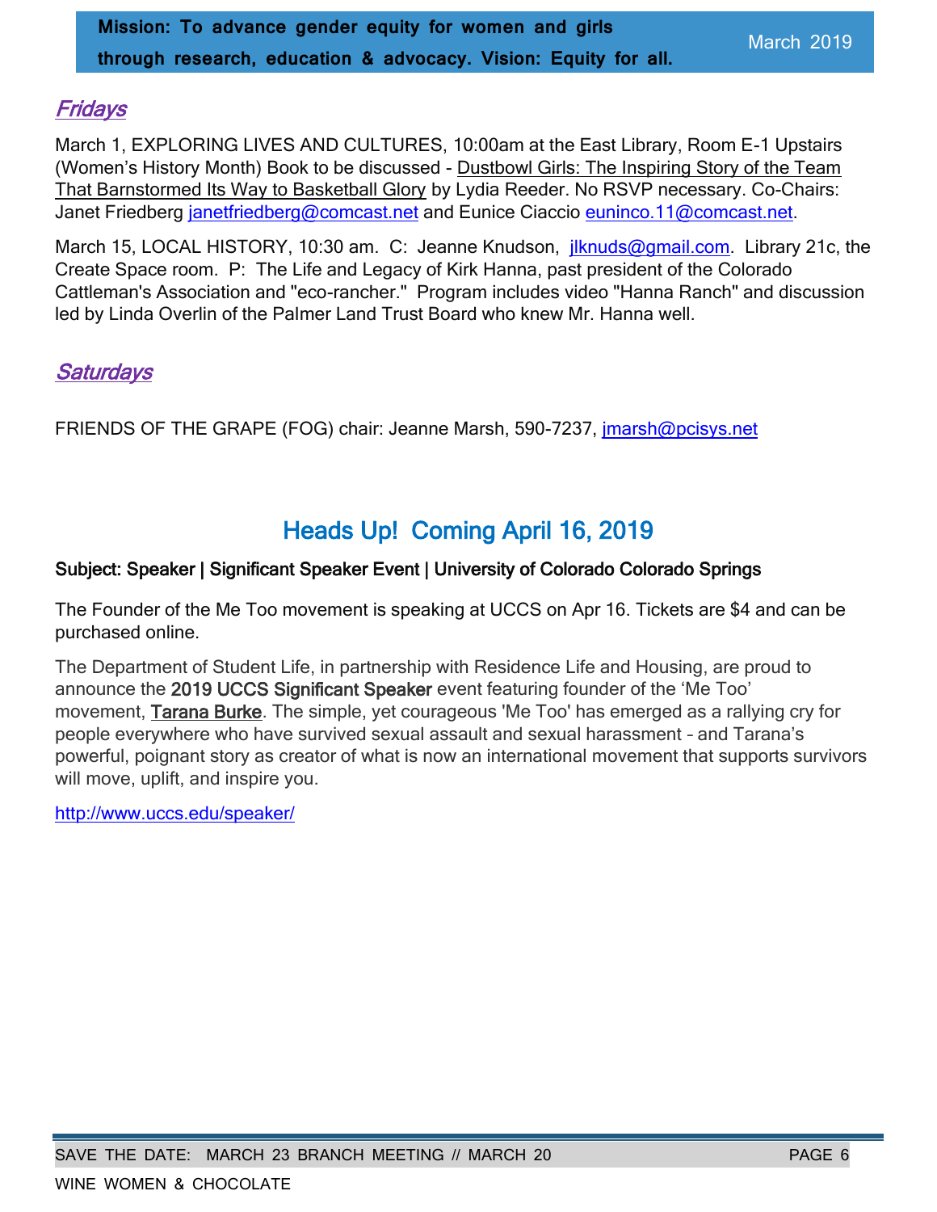## *Fridays*

March 1, EXPLORING LIVES AND CULTURES, 10:00am at the East Library, Room E-1 Upstairs (Women's History Month) Book to be discussed - Dustbowl Girls: The Inspiring Story of the Team That Barnstormed Its Way to Basketball Glory by Lydia Reeder. No RSVP necessary. Co-Chairs: Janet Friedberg janetfriedberg@comcast.net and Eunice Ciaccio euninco.11@comcast.net.

March 15, LOCAL HISTORY, 10:30 am. C: Jeanne Knudson, jlknuds@gmail.com. Library 21c, the Create Space room. P: The Life and Legacy of Kirk Hanna, past president of the Colorado Cattleman's Association and "eco-rancher." Program includes video "Hanna Ranch" and discussion led by Linda Overlin of the Palmer Land Trust Board who knew Mr. Hanna well.

## *Saturdays*

FRIENDS OF THE GRAPE (FOG) chair: Jeanne Marsh, 590-7237, jmarsh@pcisys.net

## Heads Up! Coming April 16, 2019

**Subject: Speaker | Significant Speaker Event | University of Colorado Colorado Springs**

The Founder of the Me Too movement is speaking at UCCS on Apr 16. Tickets are $4 and can be purchased online.

The Department of Student Life, in partnership with Residence Life and Housing, are proud to announce the **2019 UCCS Significant Speaker** event featuring founder of the 'Me Too' movement, **Tarana Burke**. The simple, yet courageous 'Me Too' has emerged as a rallying cry for people everywhere who have survived sexual assault and sexual harassment – and Tarana's powerful, poignant story as creator of what is now an international movement that supports survivors will move, uplift, and inspire you.

http://www.uccs.edu/speaker/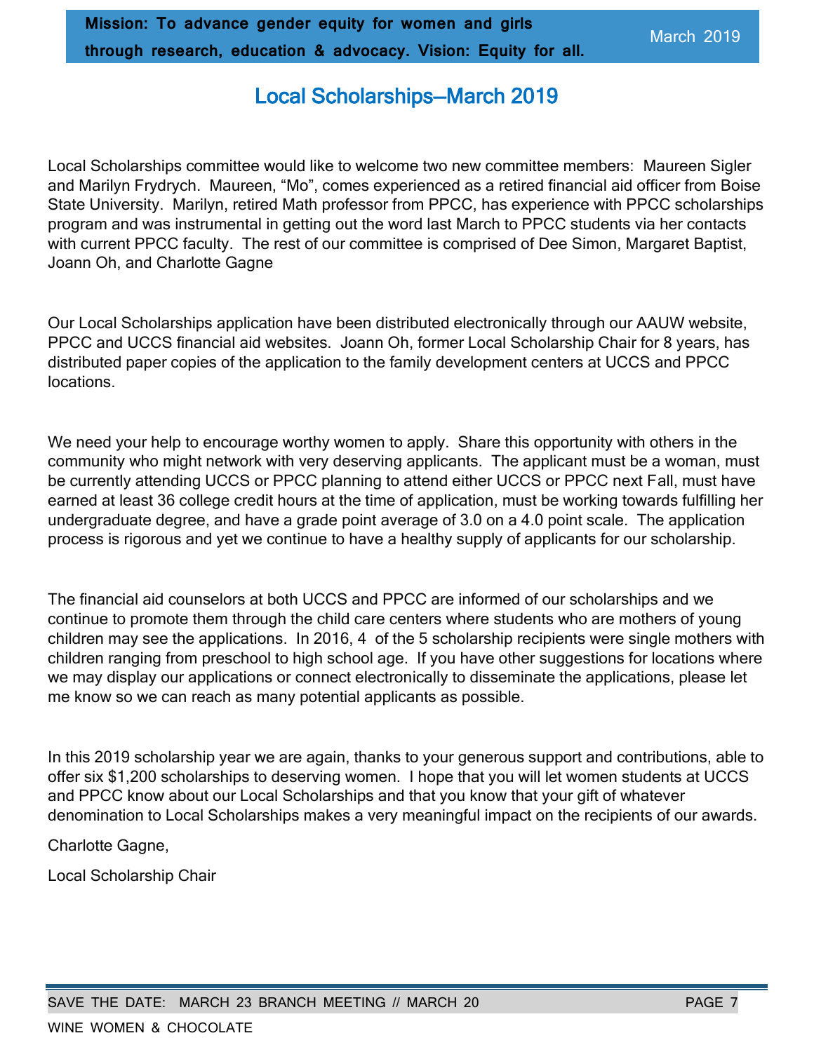# Local Scholarships—March 2019

Local Scholarships committee would like to welcome two new committee members: Maureen Sigler and Marilyn Frydrych. Maureen, "Mo", comes experienced as a retired financial aid officer from Boise State University. Marilyn, retired Math professor from PPCC, has experience with PPCC scholarships program and was instrumental in getting out the word last March to PPCC students via her contacts with current PPCC faculty. The rest of our committee is comprised of Dee Simon, Margaret Baptist, Joann Oh, and Charlotte Gagne

Our Local Scholarships application have been distributed electronically through our AAUW website, PPCC and UCCS financial aid websites. Joann Oh, former Local Scholarship Chair for 8 years, has distributed paper copies of the application to the family development centers at UCCS and PPCC locations.

We need your help to encourage worthy women to apply. Share this opportunity with others in the community who might network with very deserving applicants. The applicant must be a woman, must be currently attending UCCS or PPCC planning to attend either UCCS or PPCC next Fall, must have earned at least 36 college credit hours at the time of application, must be working towards fulfilling her undergraduate degree, and have a grade point average of 3.0 on a 4.0 point scale. The application process is rigorous and yet we continue to have a healthy supply of applicants for our scholarship.

The financial aid counselors at both UCCS and PPCC are informed of our scholarships and we continue to promote them through the child care centers where students who are mothers of young children may see the applications. In 2016, 4 of the 5 scholarship recipients were single mothers with children ranging from preschool to high school age. If you have other suggestions for locations where we may display our applications or connect electronically to disseminate the applications, please let me know so we can reach as many potential applicants as possible.

In this 2019 scholarship year we are again, thanks to your generous support and contributions, able to offer six $1,200 scholarships to deserving women. I hope that you will let women students at UCCS and PPCC know about our Local Scholarships and that you know that your gift of whatever denomination to Local Scholarships makes a very meaningful impact on the recipients of our awards.

Charlotte Gagne,

Local Scholarship Chair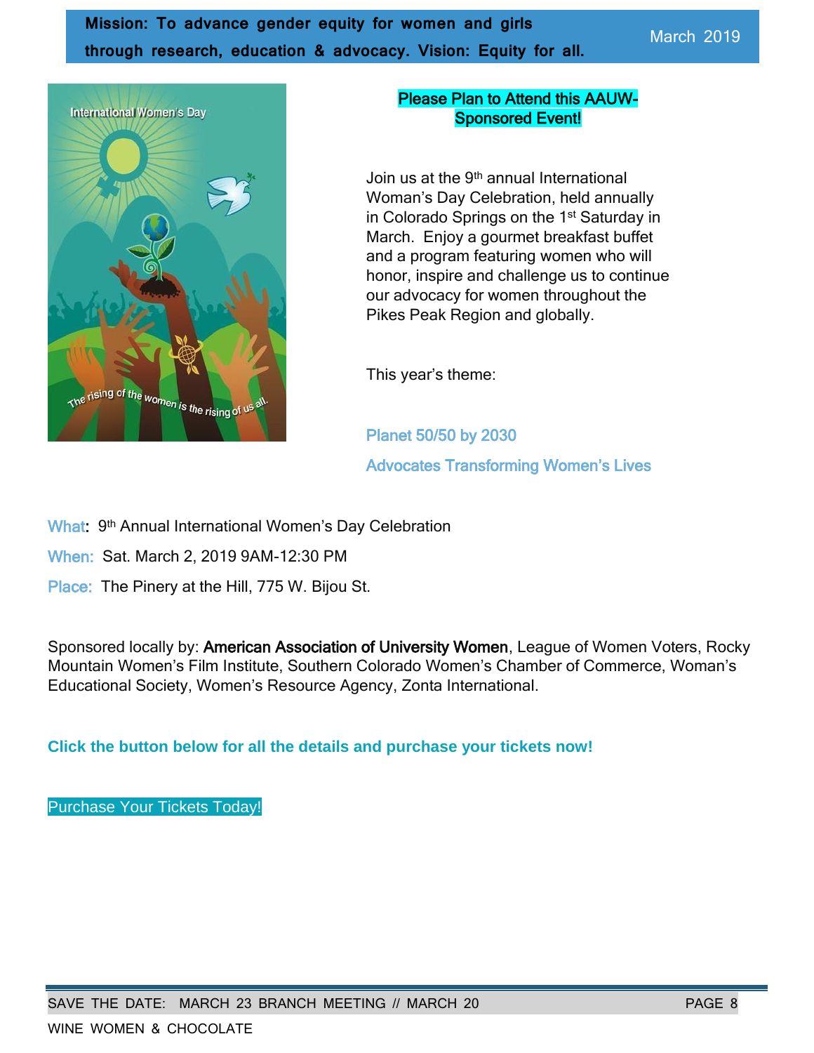**Mission: To advance gender equity for women and girls through research, education & advocacy. Vision: Equity for all.**

March 2019

**Please Plan to Attend this AAUW-Sponsored Event!**

Join us at the 9th annual International Woman's Day Celebration, held annually in Colorado Springs on the 1st Saturday in March. Enjoy a gourmet breakfast buffet and a program featuring women who will honor, inspire and challenge us to continue our advocacy for women throughout the Pikes Peak Region and globally.

This year's theme:

Planet 50/50 by 2030

Advocates Transforming Women's Lives

What: 9th Annual International Women's Day Celebration

When: Sat. March 2, 2019 9AM-12:30 PM

Place: The Pinery at the Hill, 775 W. Bijou St.

Sponsored locally by: **American Association of University Women**, League of Women Voters, Rocky Mountain Women's Film Institute, Southern Colorado Women's Chamber of Commerce, Woman's Educational Society, Women's Resource Agency, Zonta International.

**Click the button below for all the details and purchase your tickets now!**

Purchase Your Tickets Today!

SAVE THE DATE: MARCH 23 BRANCH MEETING // MARCH 20 WINE WOMEN & CHOCOLATE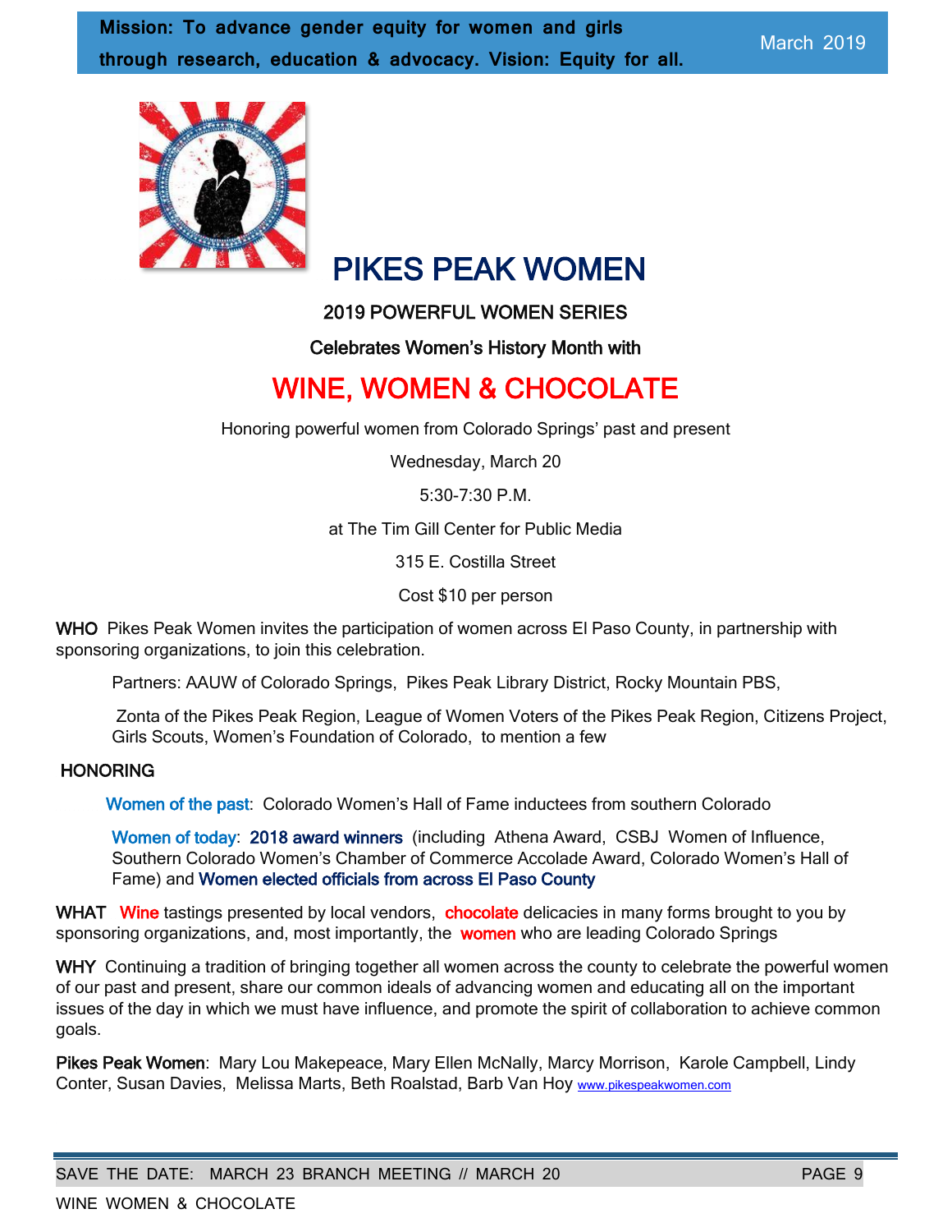**Mission: To advance gender equity for women and girls through research, education & advocacy. Vision: Equity for all.**

# PIKES PEAK WOMEN

### 2019 POWERFUL WOMEN SERIES

### Celebrates Women's History Month with

## WINE, WOMEN & CHOCOLATE

Honoring powerful women from Colorado Springs' past and present

Wednesday, March 20

5:30-7:30 P.M.

at The Tim Gill Center for Public Media

315 E. Costilla Street

Cost $10 per person

**WHO** Pikes Peak Women invites the participation of women across El Paso County, in partnership with sponsoring organizations, to join this celebration.

Partners: AAUW of Colorado Springs, Pikes Peak Library District, Rocky Mountain PBS,

Zonta of the Pikes Peak Region, League of Women Voters of the Pikes Peak Region, Citizens Project, Girls Scouts, Women's Foundation of Colorado, to mention a few

**HONORING**

Women of the past: Colorado Women's Hall of Fame inductees from southern Colorado

Women of today: **2018 award winners** (including Athena Award, CSBJ Women of Influence, Southern Colorado Women's Chamber of Commerce Accolade Award, Colorado Women's Hall of Fame) and **Women elected officials from across El Paso County**

**WHAT** Wine tastings presented by local vendors, chocolate delicacies in many forms brought to you by sponsoring organizations, and, most importantly, the women who are leading Colorado Springs

**WHY** Continuing a tradition of bringing together all women across the county to celebrate the powerful women of our past and present, share our common ideals of advancing women and educating all on the important issues of the day in which we must have influence, and promote the spirit of collaboration to achieve common goals.

**Pikes Peak Women**: Mary Lou Makepeace, Mary Ellen McNally, Marcy Morrison, Karole Campbell, Lindy Conter, Susan Davies, Melissa Marts, Beth Roalstad, Barb Van Hoy www.pikespeakwomen.com

SAVE THE DATE: MARCH 23 BRANCH MEETING // MARCH 20 WINE WOMEN & CHOCOLATE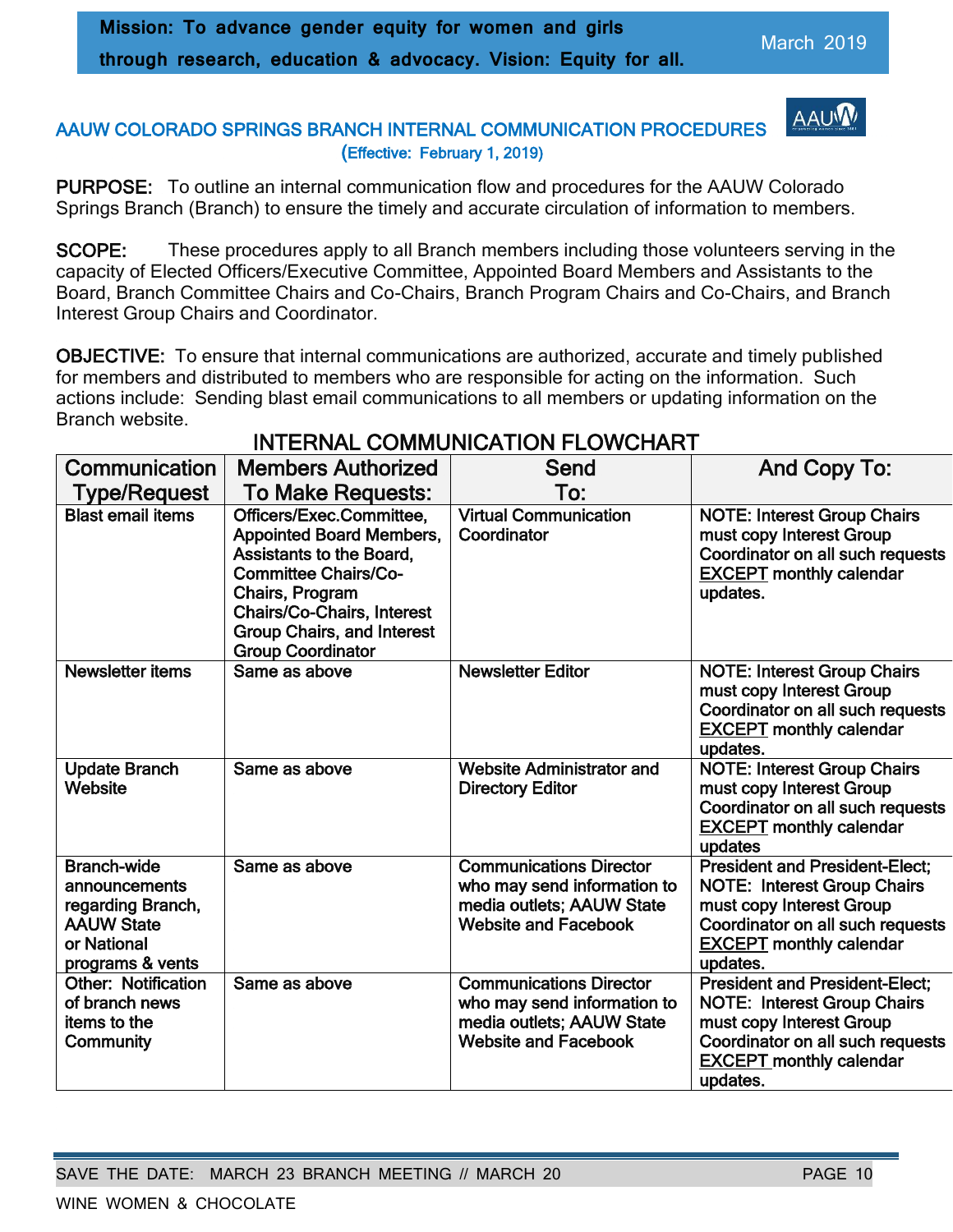## AAUW COLORADO SPRINGS BRANCH INTERNAL COMMUNICATION PROCEDURES

(Effective: February 1, 2019)

**PURPOSE:** To outline an internal communication flow and procedures for the AAUW Colorado Springs Branch (Branch) to ensure the timely and accurate circulation of information to members.

**SCOPE:** These procedures apply to all Branch members including those volunteers serving in the capacity of Elected Officers/Executive Committee, Appointed Board Members and Assistants to the Board, Branch Committee Chairs and Co-Chairs, Branch Program Chairs and Co-Chairs, and Branch Interest Group Chairs and Coordinator.

**OBJECTIVE:** To ensure that internal communications are authorized, accurate and timely published for members and distributed to members who are responsible for acting on the information. Such actions include: Sending blast email communications to all members or updating information on the Branch website.

### INTERNAL COMMUNICATION FLOWCHART

| Communication Type/Request | Members Authorized To Make Requests: | Send To: | And Copy To: |
|---|---|---|---|
| Blast email items | Officers/Exec.Committee, Appointed Board Members, Assistants to the Board, Committee Chairs/Co-Chairs, Program Chairs/Co-Chairs, Interest Group Chairs, and Interest Group Coordinator | Virtual Communication Coordinator | NOTE: Interest Group Chairs must copy Interest Group Coordinator on all such requests EXCEPT monthly calendar updates. |
| Newsletter items | Same as above | Newsletter Editor | NOTE: Interest Group Chairs must copy Interest Group Coordinator on all such requests EXCEPT monthly calendar updates. |
| Update Branch Website | Same as above | Website Administrator and Directory Editor | NOTE: Interest Group Chairs must copy Interest Group Coordinator on all such requests EXCEPT monthly calendar updates |
| Branch-wide announcements regarding Branch, AAUW State or National programs & vents | Same as above | Communications Director who may send information to media outlets; AAUW State Website and Facebook | President and President-Elect; NOTE: Interest Group Chairs must copy Interest Group Coordinator on all such requests EXCEPT monthly calendar updates. |
| Other: Notification of branch news items to the Community | Same as above | Communications Director who may send information to media outlets; AAUW State Website and Facebook | President and President-Elect; NOTE: Interest Group Chairs must copy Interest Group Coordinator on all such requests EXCEPT monthly calendar updates. |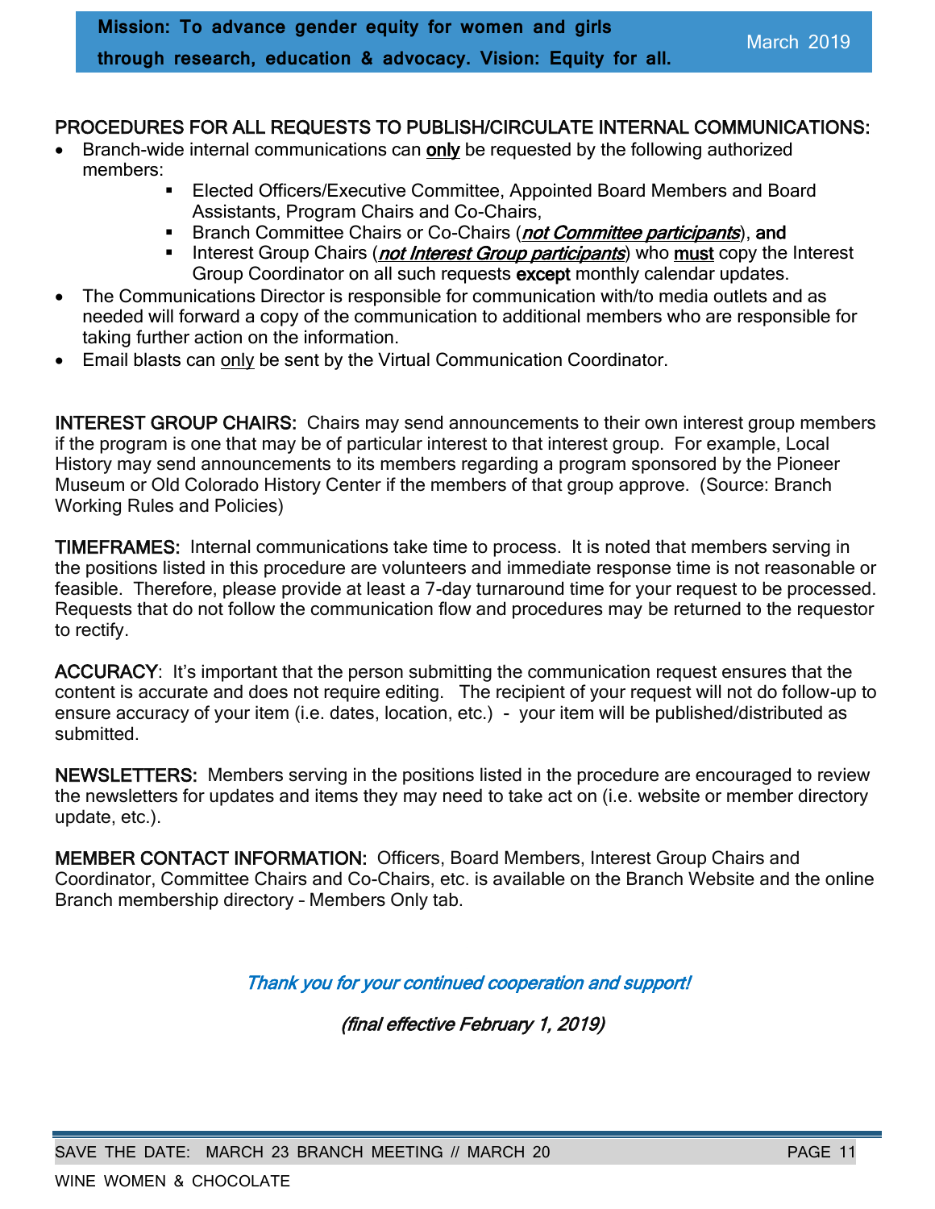## PROCEDURES FOR ALL REQUESTS TO PUBLISH/CIRCULATE INTERNAL COMMUNICATIONS:

- Branch-wide internal communications can **only** be requested by the following authorized members:
  - Elected Officers/Executive Committee, Appointed Board Members and Board Assistants, Program Chairs and Co-Chairs,
  - Branch Committee Chairs or Co-Chairs (***not Committee participants***), **and**
  - Interest Group Chairs (***not Interest Group participants***) who **must** copy the Interest Group Coordinator on all such requests **except** monthly calendar updates.
- The Communications Director is responsible for communication with/to media outlets and as needed will forward a copy of the communication to additional members who are responsible for taking further action on the information.
- Email blasts can only be sent by the Virtual Communication Coordinator.

**INTEREST GROUP CHAIRS:** Chairs may send announcements to their own interest group members if the program is one that may be of particular interest to that interest group. For example, Local History may send announcements to its members regarding a program sponsored by the Pioneer Museum or Old Colorado History Center if the members of that group approve. (Source: Branch Working Rules and Policies)

**TIMEFRAMES:** Internal communications take time to process. It is noted that members serving in the positions listed in this procedure are volunteers and immediate response time is not reasonable or feasible. Therefore, please provide at least a 7-day turnaround time for your request to be processed. Requests that do not follow the communication flow and procedures may be returned to the requestor to rectify.

**ACCURACY**: It's important that the person submitting the communication request ensures that the content is accurate and does not require editing. The recipient of your request will not do follow-up to ensure accuracy of your item (i.e. dates, location, etc.) - your item will be published/distributed as submitted.

**NEWSLETTERS:** Members serving in the positions listed in the procedure are encouraged to review the newsletters for updates and items they may need to take act on (i.e. website or member directory update, etc.).

**MEMBER CONTACT INFORMATION:** Officers, Board Members, Interest Group Chairs and Coordinator, Committee Chairs and Co-Chairs, etc. is available on the Branch Website and the online Branch membership directory – Members Only tab.

*Thank you for your continued cooperation and support!*

*(final effective February 1, 2019)*